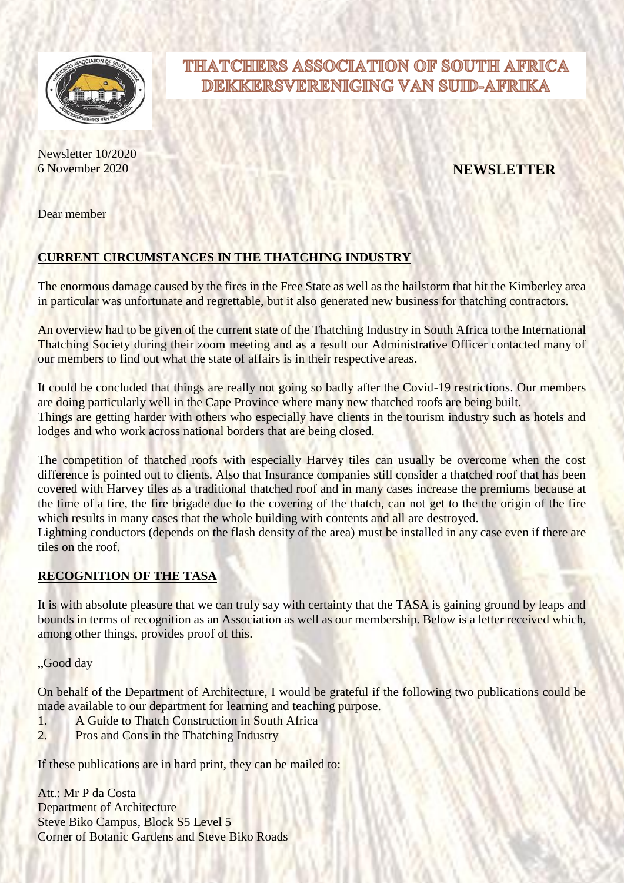# THATCHERS ASSOCIATION OF SOUTH AFRICA
# DEKKERSVERENIGING VAN SUID-AFRIKA

Newsletter 10/2020
6 November 2020

**NEWSLETTER**

Dear member

## CURRENT CIRCUMSTANCES IN THE THATCHING INDUSTRY

The enormous damage caused by the fires in the Free State as well as the hailstorm that hit the Kimberley area in particular was unfortunate and regrettable, but it also generated new business for thatching contractors.

An overview had to be given of the current state of the Thatching Industry in South Africa to the International Thatching Society during their zoom meeting and as a result our Administrative Officer contacted many of our members to find out what the state of affairs is in their respective areas.

It could be concluded that things are really not going so badly after the Covid-19 restrictions. Our members are doing particularly well in the Cape Province where many new thatched roofs are being built.
Things are getting harder with others who especially have clients in the tourism industry such as hotels and lodges and who work across national borders that are being closed.

The competition of thatched roofs with especially Harvey tiles can usually be overcome when the cost difference is pointed out to clients. Also that Insurance companies still consider a thatched roof that has been covered with Harvey tiles as a traditional thatched roof and in many cases increase the premiums because at the time of a fire, the fire brigade due to the covering of the thatch, can not get to the the origin of the fire which results in many cases that the whole building with contents and all are destroyed.
Lightning conductors (depends on the flash density of the area) must be installed in any case even if there are tiles on the roof.

## RECOGNITION OF THE TASA

It is with absolute pleasure that we can truly say with certainty that the TASA is gaining ground by leaps and bounds in terms of recognition as an Association as well as our membership. Below is a letter received which, among other things, provides proof of this.

„Good day

On behalf of the Department of Architecture, I would be grateful if the following two publications could be made available to our department for learning and teaching purpose.

1. A Guide to Thatch Construction in South Africa
2. Pros and Cons in the Thatching Industry

If these publications are in hard print, they can be mailed to:

Att.: Mr P da Costa
Department of Architecture
Steve Biko Campus, Block S5 Level 5
Corner of Botanic Gardens and Steve Biko Roads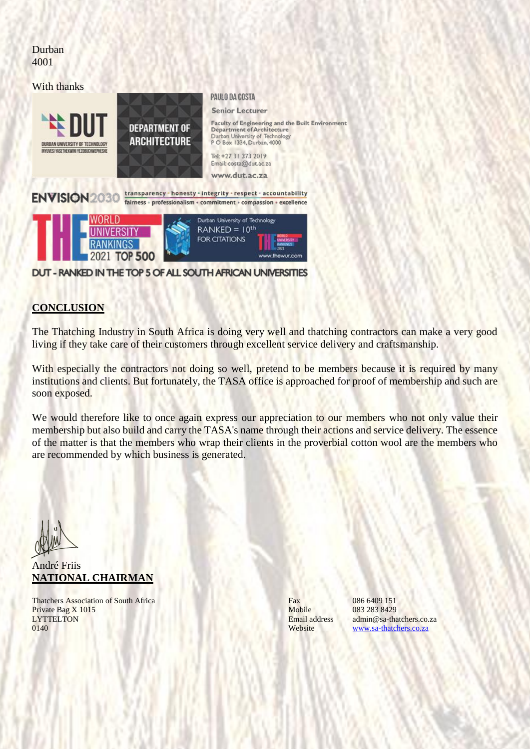Durban
4001

With thanks

PAULO DA COSTA

Senior Lecturer

Faculty of Engineering and the Built Environment
Department of Architecture
Durban University of Technology
P O Box 1334, Durban, 4000

Tel: +27 31 373 2019
Email: costa@dut.ac.za

www.dut.ac.za

ENVISION2030 transparency • honesty • integrity • respect • accountability
fairness • professionalism • commitment • compassion • excellence

WORLD UNIVERSITY RANKINGS 2021 TOP 500

Durban University of Technology RANKED = 10th FOR CITATIONS

www.thewur.com

DUT - RANKED IN THE TOP 5 OF ALL SOUTH AFRICAN UNIVERSITIES

## CONCLUSION

The Thatching Industry in South Africa is doing very well and thatching contractors can make a very good living if they take care of their customers through excellent service delivery and craftsmanship.

With especially the contractors not doing so well, pretend to be members because it is required by many institutions and clients. But fortunately, the TASA office is approached for proof of membership and such are soon exposed.

We would therefore like to once again express our appreciation to our members who not only value their membership but also build and carry the TASA's name through their actions and service delivery. The essence of the matter is that the members who wrap their clients in the proverbial cotton wool are the members who are recommended by which business is generated.

André Friis
**NATIONAL CHAIRMAN**

Thatchers Association of South Africa
Private Bag X 1015
LYTTELTON
0140

| | |
|---|---|
| Fax | 086 6409 151 |
| Mobile | 083 283 8429 |
| Email address | admin@sa-thatchers.co.za |
| Website | www.sa-thatchers.co.za |